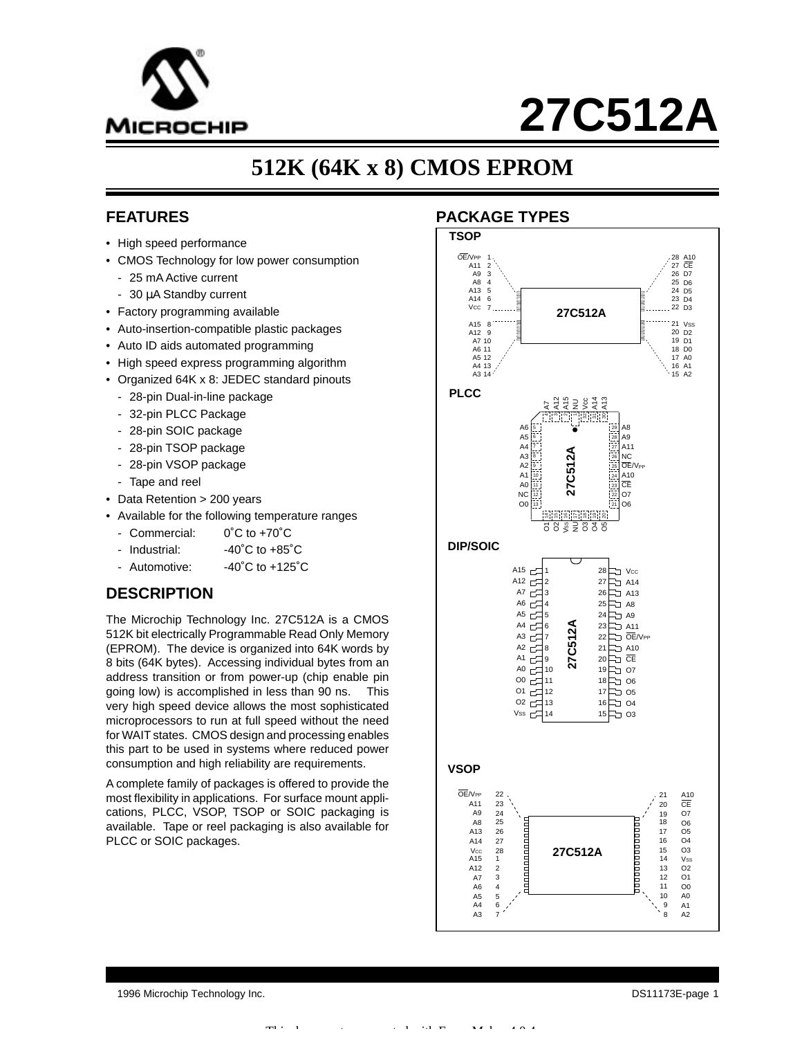# 27C512A

## 512K (64K x 8) CMOS EPROM

## FEATURES

- High speed performance
- CMOS Technology for low power consumption
  - 25 mA Active current
  - 30 µA Standby current
- Factory programming available
- Auto-insertion-compatible plastic packages
- Auto ID aids automated programming
- High speed express programming algorithm
- Organized 64K x 8: JEDEC standard pinouts
  - 28-pin Dual-in-line package
  - 32-pin PLCC Package
  - 28-pin SOIC package
  - 28-pin TSOP package
  - 28-pin VSOP package
  - Tape and reel
- Data Retention > 200 years
- Available for the following temperature ranges
  - Commercial: 0˚C to +70˚C
  - Industrial: -40˚C to +85˚C
  - Automotive: -40˚C to +125˚C

## DESCRIPTION

The Microchip Technology Inc. 27C512A is a CMOS 512K bit electrically Programmable Read Only Memory (EPROM). The device is organized into 64K words by 8 bits (64K bytes). Accessing individual bytes from an address transition or from power-up (chip enable pin going low) is accomplished in less than 90 ns. This very high speed device allows the most sophisticated microprocessors to run at full speed without the need for WAIT states. CMOS design and processing enables this part to be used in systems where reduced power consumption and high reliability are requirements.

A complete family of packages is offered to provide the most flexibility in applications. For surface mount applications, PLCC, VSOP, TSOP or SOIC packaging is available. Tape or reel packaging is also available for PLCC or SOIC packages.

## PACKAGE TYPES

### TSOP

| Pin | Name | Pin | Name |
|---|---|---|---|
| 1 | OE/VPP | 28 | A10 |
| 2 | A11 | 27 | CE |
| 3 | A9 | 26 | D7 |
| 4 | A8 | 25 | D6 |
| 5 | A13 | 24 | D5 |
| 6 | A14 | 23 | D4 |
| 7 | VCC | 22 | D3 |
| 8 | A15 | 21 | VSS |
| 9 | A12 | 20 | D2 |
| 10 | A7 | 19 | D1 |
| 11 | A6 | 18 | D0 |
| 12 | A5 | 17 | A0 |
| 13 | A4 | 16 | A1 |
| 14 | A3 | 15 | A2 |

### PLCC

| Pin | Name | Pin | Name |
|---|---|---|---|
| 5 | A6 | 29 | A8 |
| 6 | A5 | 28 | A9 |
| 7 | A4 | 27 | A11 |
| 8 | A3 | 26 | NC |
| 9 | A2 | 25 | OE/VPP |
| 10 | A1 | 24 | A10 |
| 11 | A0 | 23 | CE |
| 12 | NC | 22 | O7 |
| 13 | O0 | 21 | O6 |

Top: 4 A7, 3 A12, 2 A15, 1 NU, 32 VCC, 31 A14, 30 A13
Bottom: 14 O1, 15 O2, 16 VSS, 17 NU, 18 O3, 19 O4, 20 O5

### DIP/SOIC

| Pin | Name | Pin | Name |
|---|---|---|---|
| 1 | A15 | 28 | VCC |
| 2 | A12 | 27 | A14 |
| 3 | A7 | 26 | A13 |
| 4 | A6 | 25 | A8 |
| 5 | A5 | 24 | A9 |
| 6 | A4 | 23 | A11 |
| 7 | A3 | 22 | OE/VPP |
| 8 | A2 | 21 | A10 |
| 9 | A1 | 20 | CE |
| 10 | A0 | 19 | O7 |
| 11 | O0 | 18 | O6 |
| 12 | O1 | 17 | O5 |
| 13 | O2 | 16 | O4 |
| 14 | VSS | 15 | O3 |

### VSOP

| Pin | Name | Pin | Name |
|---|---|---|---|
| 22 | OE/VPP | 21 | A10 |
| 23 | A11 | 20 | CE |
| 24 | A9 | 19 | O7 |
| 25 | A8 | 18 | O6 |
| 26 | A13 | 17 | O5 |
| 27 | A14 | 16 | O4 |
| 28 | VCC | 15 | O3 |
| 1 | A15 | 14 | VSS |
| 2 | A12 | 13 | O2 |
| 3 | A7 | 12 | O1 |
| 4 | A6 | 11 | O0 |
| 5 | A5 | 10 | A0 |
| 6 | A4 | 9 | A1 |
| 7 | A3 | 8 | A2 |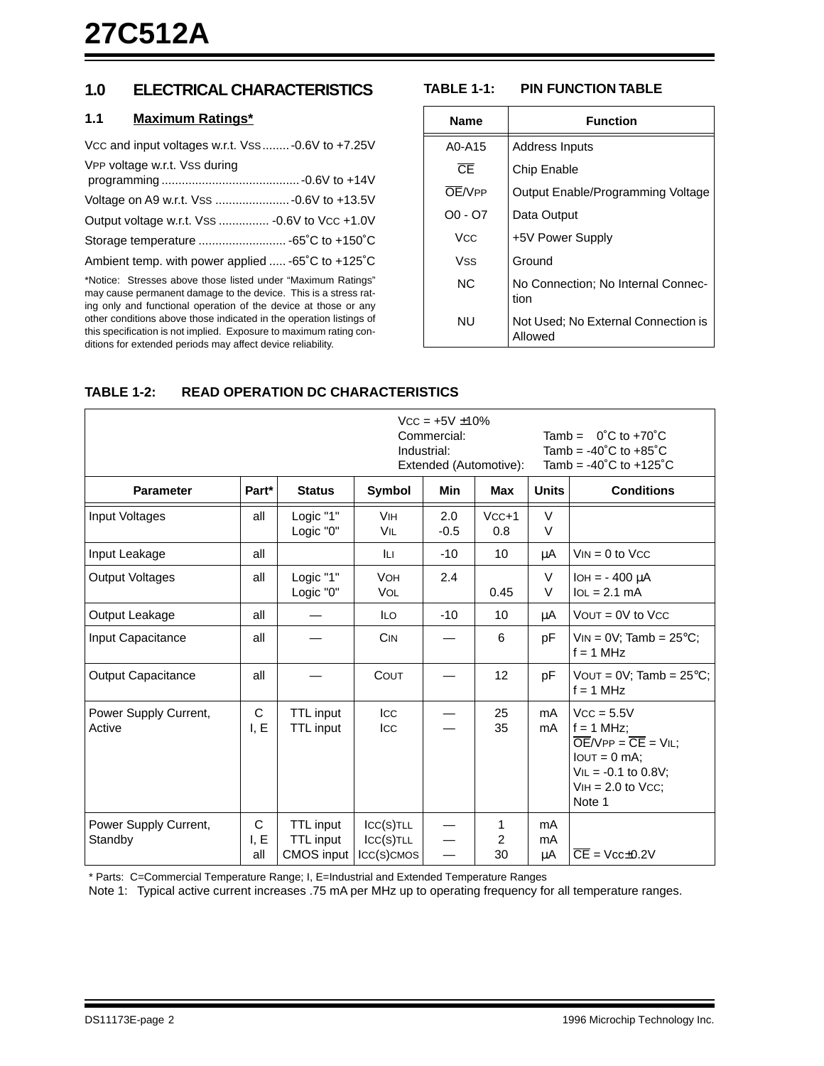## 1.0 ELECTRICAL CHARACTERISTICS

### 1.1 Maximum Ratings*

$V_{CC}$ and input voltages w.r.t. $V_{SS}$........-0.6V to +7.25V

$V_{PP}$ voltage w.r.t. $V_{SS}$ during programming.........................................-0.6V to +14V

Voltage on A9 w.r.t. $V_{SS}$ ......................-0.6V to +13.5V

Output voltage w.r.t. $V_{SS}$ ............... -0.6V to $V_{CC}$ +1.0V

Storage temperature ..........................-65˚C to +150˚C

Ambient temp. with power applied .....-65˚C to +125˚C

*Notice: Stresses above those listed under "Maximum Ratings" may cause permanent damage to the device. This is a stress rating only and functional operation of the device at those or any other conditions above those indicated in the operation listings of this specification is not implied. Exposure to maximum rating conditions for extended periods may affect device reliability.

**TABLE 1-1: PIN FUNCTION TABLE**

| Name | Function |
|---|---|
| A0-A15 | Address Inputs |
| $\overline{CE}$ | Chip Enable |
| $\overline{OE}/V_{PP}$ | Output Enable/Programming Voltage |
| O0 - O7 | Data Output |
| $V_{CC}$ | +5V Power Supply |
| $V_{SS}$ | Ground |
| NC | No Connection; No Internal Connection |
| NU | Not Used; No External Connection is Allowed |

**TABLE 1-2: READ OPERATION DC CHARACTERISTICS**

$V_{CC}$ = +5V ±10%
Commercial: Tamb = 0˚C to +70˚C
Industrial: Tamb = -40˚C to +85˚C
Extended (Automotive): Tamb = -40˚C to +125˚C

| Parameter | Part* | Status | Symbol | Min | Max | Units | Conditions |
|---|---|---|---|---|---|---|---|
| Input Voltages | all | Logic "1"<br>Logic "0" | $V_{IH}$<br>$V_{IL}$ | 2.0<br>-0.5 | $V_{CC}$+1<br>0.8 | V<br>V | |
| Input Leakage | all | | $I_{LI}$ | -10 | 10 | µA | $V_{IN}$ = 0 to $V_{CC}$ |
| Output Voltages | all | Logic "1"<br>Logic "0" | $V_{OH}$<br>$V_{OL}$ | 2.4 | <br>0.45 | V<br>V | $I_{OH}$ = - 400 µA<br>$I_{OL}$ = 2.1 mA |
| Output Leakage | all | — | $I_{LO}$ | -10 | 10 | µA | $V_{OUT}$ = 0V to $V_{CC}$ |
| Input Capacitance | all | — | $C_{IN}$ | — | 6 | pF | $V_{IN}$ = 0V; Tamb = 25°C; f = 1 MHz |
| Output Capacitance | all | — | $C_{OUT}$ | — | 12 | pF | $V_{OUT}$ = 0V; Tamb = 25°C; f = 1 MHz |
| Power Supply Current, Active | C<br>I, E | TTL input<br>TTL input | $I_{CC}$<br>$I_{CC}$ | —<br>— | 25<br>35 | mA<br>mA | $V_{CC}$ = 5.5V<br>f = 1 MHz;<br>$\overline{OE}/V_{PP}$ = $\overline{CE}$ = $V_{IL}$;<br>$I_{OUT}$ = 0 mA;<br>$V_{IL}$ = -0.1 to 0.8V;<br>$V_{IH}$ = 2.0 to $V_{CC}$;<br>Note 1 |
| Power Supply Current, Standby | C<br>I, E<br>all | TTL input<br>TTL input<br>CMOS input | $I_{CC(S)TLL}$<br>$I_{CC(S)TLL}$<br>$I_{CC(S)CMOS}$ | —<br>—<br>— | 1<br>2<br>30 | mA<br>mA<br>µA | $\overline{CE}$ = $V_{CC}$±0.2V |

\* Parts: C=Commercial Temperature Range; I, E=Industrial and Extended Temperature Ranges

Note 1: Typical active current increases .75 mA per MHz up to operating frequency for all temperature ranges.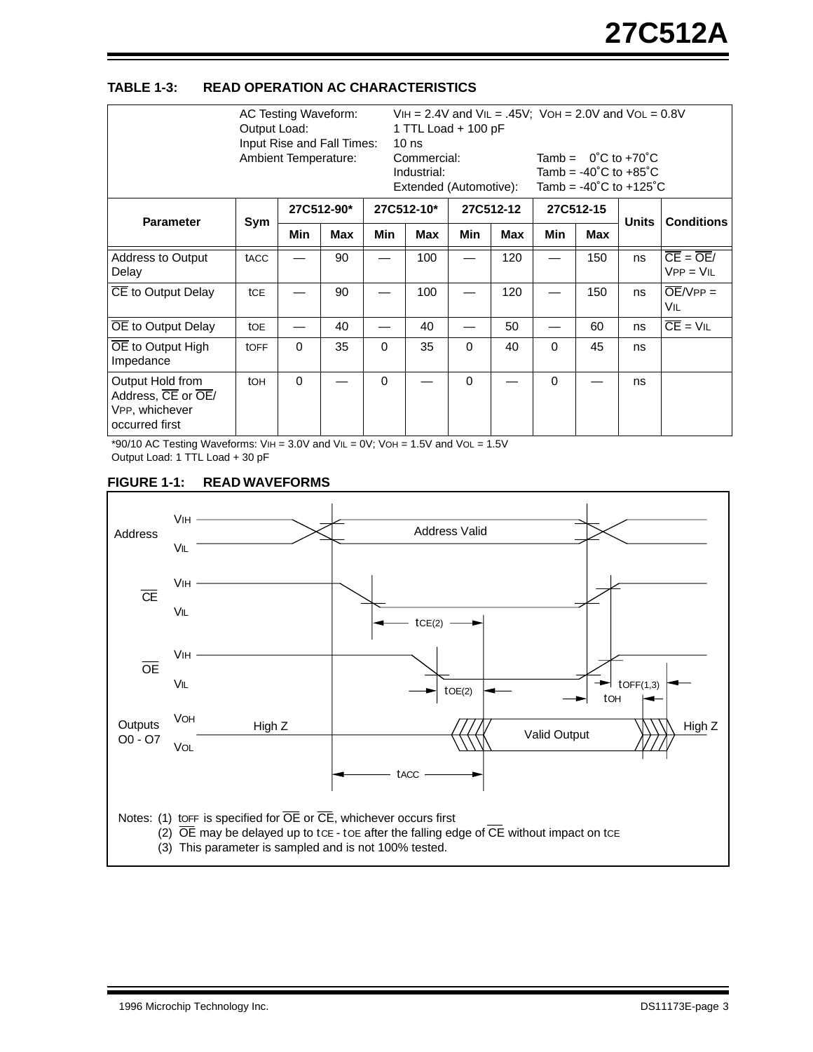### TABLE 1-3: READ OPERATION AC CHARACTERISTICS

| AC Testing Waveform: | $V_{IH}$ = 2.4V and $V_{IL}$ = .45V; $V_{OH}$ = 2.0V and $V_{OL}$ = 0.8V |
|---|---|
| Output Load: | 1 TTL Load + 100 pF |
| Input Rise and Fall Times: | 10 ns |
| Ambient Temperature: | Commercial: Tamb = 0°C to +70°C |
| | Industrial: Tamb = -40°C to +85°C |
| | Extended (Automotive): Tamb = -40°C to +125°C |

| Parameter | Sym | 27C512-90* | | 27C512-10* | | 27C512-12 | | 27C512-15 | | Units | Conditions |
|---|---|---|---|---|---|---|---|---|---|---|---|
| | | Min | Max | Min | Max | Min | Max | Min | Max | | |
| Address to Output Delay | $t_{ACC}$ | — | 90 | — | 100 | — | 120 | — | 150 | ns | $\overline{CE}$ = $\overline{OE}$/$V_{PP}$ = $V_{IL}$ |
| $\overline{CE}$ to Output Delay | $t_{CE}$ | — | 90 | — | 100 | — | 120 | — | 150 | ns | $\overline{OE}$/$V_{PP}$ = $V_{IL}$ |
| $\overline{OE}$ to Output Delay | $t_{OE}$ | — | 40 | — | 40 | — | 50 | — | 60 | ns | $\overline{CE}$ = $V_{IL}$ |
| $\overline{OE}$ to Output High Impedance | $t_{OFF}$ | 0 | 35 | 0 | 35 | 0 | 40 | 0 | 45 | ns | |
| Output Hold from Address, $\overline{CE}$ or $\overline{OE}$/$V_{PP}$, whichever occurred first | $t_{OH}$ | 0 | — | 0 | — | 0 | — | 0 | — | ns | |

*90/10 AC Testing Waveforms: $V_{IH}$ = 3.0V and $V_{IL}$ = 0V; $V_{OH}$ = 1.5V and $V_{OL}$ = 1.5V
Output Load: 1 TTL Load + 30 pF

### FIGURE 1-1: READ WAVEFORMS

Notes: (1) $t_{OFF}$ is specified for $\overline{OE}$ or $\overline{CE}$, whichever occurs first
(2) $\overline{OE}$ may be delayed up to $t_{CE}$ - $t_{OE}$ after the falling edge of $\overline{CE}$ without impact on $t_{CE}$
(3) This parameter is sampled and is not 100% tested.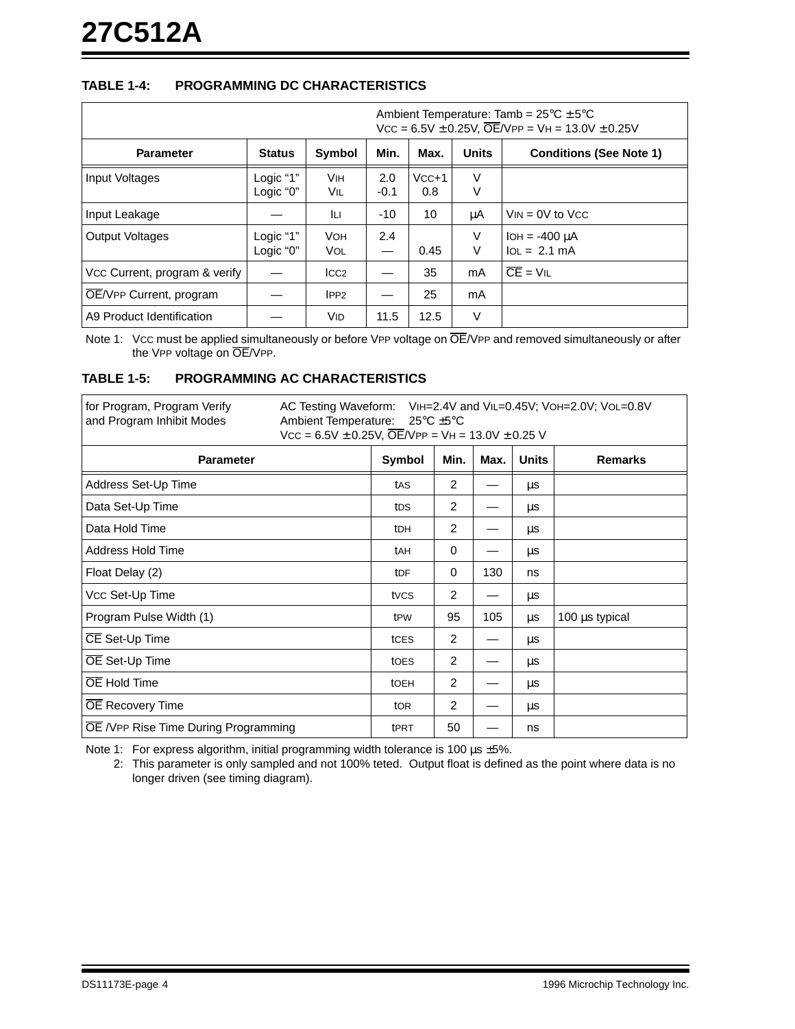# 27C512A

### TABLE 1-4: PROGRAMMING DC CHARACTERISTICS

Ambient Temperature: Tamb = 25°C ± 5°C
$V_{CC}$ = 6.5V ± 0.25V, $\overline{OE}/V_{PP}$ = $V_H$ = 13.0V ± 0.25V

| Parameter | Status | Symbol | Min. | Max. | Units | Conditions (See Note 1) |
|---|---|---|---|---|---|---|
| Input Voltages | Logic "1"<br>Logic "0" | $V_{IH}$<br>$V_{IL}$ | 2.0<br>-0.1 | $V_{CC}$+1<br>0.8 | V<br>V | |
| Input Leakage | — | $I_{LI}$ | -10 | 10 | μA | $V_{IN}$ = 0V to $V_{CC}$ |
| Output Voltages | Logic "1"<br>Logic "0" | $V_{OH}$<br>$V_{OL}$ | 2.4<br>— | <br>0.45 | V<br>V | $I_{OH}$ = -400 μA<br>$I_{OL}$ = 2.1 mA |
| $V_{CC}$ Current, program & verify | — | $I_{CC2}$ | — | 35 | mA | $\overline{CE}$ = $V_{IL}$ |
| $\overline{OE}/V_{PP}$ Current, program | — | $I_{PP2}$ | — | 25 | mA | |
| A9 Product Identification | — | $V_{ID}$ | 11.5 | 12.5 | V | |

Note 1: $V_{CC}$ must be applied simultaneously or before $V_{PP}$ voltage on $\overline{OE}/V_{PP}$ and removed simultaneously or after the $V_{PP}$ voltage on $\overline{OE}/V_{PP}$.

### TABLE 1-5: PROGRAMMING AC CHARACTERISTICS

for Program, Program Verify and Program Inhibit Modes

AC Testing Waveform: $V_{IH}$=2.4V and $V_{IL}$=0.45V; $V_{OH}$=2.0V; $V_{OL}$=0.8V
Ambient Temperature: 25°C ±5°C
$V_{CC}$ = 6.5V ± 0.25V, $\overline{OE}/V_{PP}$ = $V_H$ = 13.0V ± 0.25 V

| Parameter | Symbol | Min. | Max. | Units | Remarks |
|---|---|---|---|---|---|
| Address Set-Up Time | $t_{AS}$ | 2 | — | μs | |
| Data Set-Up Time | $t_{DS}$ | 2 | — | μs | |
| Data Hold Time | $t_{DH}$ | 2 | — | μs | |
| Address Hold Time | $t_{AH}$ | 0 | — | μs | |
| Float Delay (2) | $t_{DF}$ | 0 | 130 | ns | |
| $V_{CC}$ Set-Up Time | $t_{VCS}$ | 2 | — | μs | |
| Program Pulse Width (1) | $t_{PW}$ | 95 | 105 | μs | 100 μs typical |
| $\overline{CE}$ Set-Up Time | $t_{CES}$ | 2 | — | μs | |
| $\overline{OE}$ Set-Up Time | $t_{OES}$ | 2 | — | μs | |
| $\overline{OE}$ Hold Time | $t_{OEH}$ | 2 | — | μs | |
| $\overline{OE}$ Recovery Time | $t_{OR}$ | 2 | — | μs | |
| $\overline{OE}$ /$V_{PP}$ Rise Time During Programming | $t_{PRT}$ | 50 | — | ns | |

Note 1: For express algorithm, initial programming width tolerance is 100 μs ±5%.

2: This parameter is only sampled and not 100% teted. Output float is defined as the point where data is no longer driven (see timing diagram).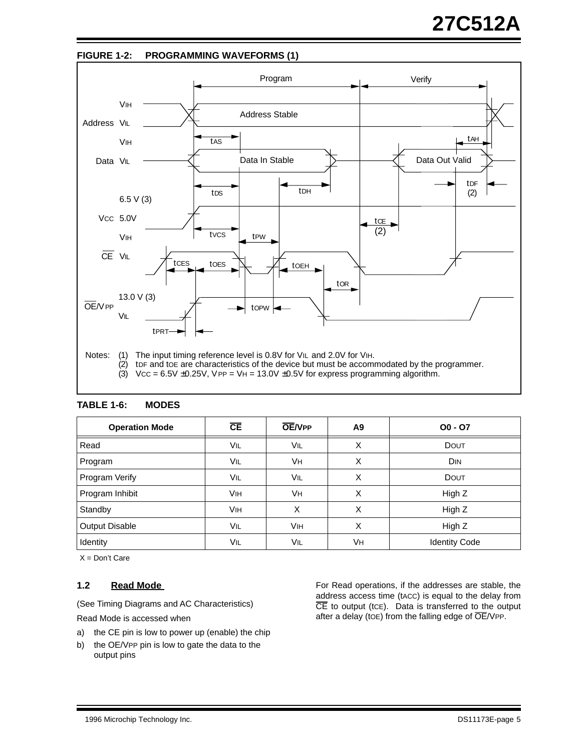**FIGURE 1-2: PROGRAMMING WAVEFORMS (1)**

Program | Verify

Address: $V_{IH}$ / $V_{IL}$ — Address Stable — $t_{AS}$, $t_{AH}$

Data: $V_{IH}$ / $V_{IL}$ — Data In Stable — Data Out Valid — $t_{DS}$, $t_{DH}$, $t_{DF}$ (2)

$V_{CC}$: 6.5 V (3), 5.0V — $t_{VCS}$, $t_{CE}$ (2)

$\overline{CE}$: $V_{IH}$ / $V_{IL}$ — $t_{PW}$, $t_{CES}$, $t_{OES}$, $t_{OEH}$, $t_{OR}$

$\overline{OE}/V_{PP}$: 13.0 V (3) / $V_{IL}$ — $t_{OPW}$, $t_{PRT}$

Notes:
(1) The input timing reference level is 0.8V for $V_{IL}$ and 2.0V for $V_{IH}$.
(2) $t_{DF}$ and $t_{OE}$ are characteristics of the device but must be accommodated by the programmer.
(3) $V_{CC}$ = 6.5V ±0.25V, $V_{PP}$ = $V_H$ = 13.0V ±0.5V for express programming algorithm.

**TABLE 1-6: MODES**

| Operation Mode | $\overline{CE}$ | $\overline{OE}/V_{PP}$ | A9 | O0 - O7 |
|---|---|---|---|---|
| Read | $V_{IL}$ | $V_{IL}$ | X | $D_{OUT}$ |
| Program | $V_{IL}$ | $V_H$ | X | $D_{IN}$ |
| Program Verify | $V_{IL}$ | $V_{IL}$ | X | $D_{OUT}$ |
| Program Inhibit | $V_{IH}$ | $V_H$ | X | High Z |
| Standby | $V_{IH}$ | X | X | High Z |
| Output Disable | $V_{IL}$ | $V_{IH}$ | X | High Z |
| Identity | $V_{IL}$ | $V_{IL}$ | $V_H$ | Identity Code |

X = Don't Care

## 1.2 Read Mode

(See Timing Diagrams and AC Characteristics)

Read Mode is accessed when

a) the CE pin is low to power up (enable) the chip
b) the OE/$V_{PP}$ pin is low to gate the data to the output pins

For Read operations, if the addresses are stable, the address access time ($t_{ACC}$) is equal to the delay from $\overline{CE}$ to output ($t_{CE}$). Data is transferred to the output after a delay ($t_{OE}$) from the falling edge of $\overline{OE}/V_{PP}$.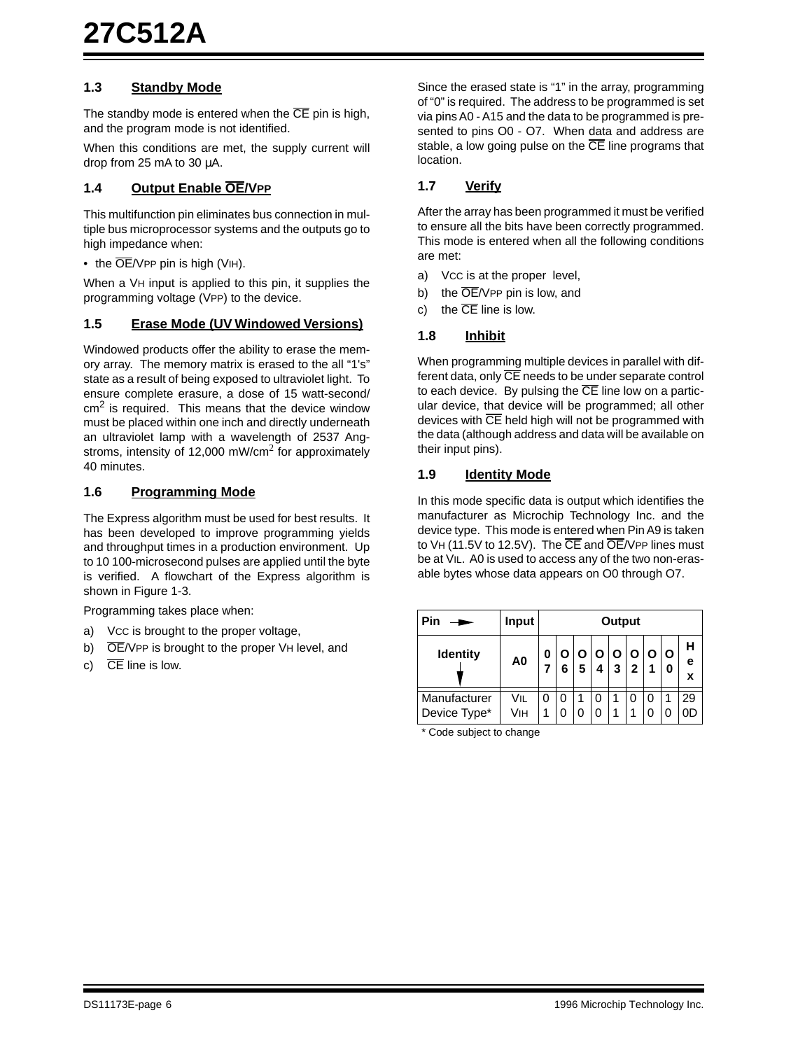## 1.3 Standby Mode

The standby mode is entered when the $\overline{CE}$ pin is high, and the program mode is not identified.

When this conditions are met, the supply current will drop from 25 mA to 30 µA.

## 1.4 Output Enable $\overline{OE}/V_{PP}$

This multifunction pin eliminates bus connection in multiple bus microprocessor systems and the outputs go to high impedance when:

- the $\overline{OE}/V_{PP}$ pin is high ($V_{IH}$).

When a $V_H$ input is applied to this pin, it supplies the programming voltage ($V_{PP}$) to the device.

## 1.5 Erase Mode (UV Windowed Versions)

Windowed products offer the ability to erase the memory array. The memory matrix is erased to the all "1's" state as a result of being exposed to ultraviolet light. To ensure complete erasure, a dose of 15 watt-second/$cm^2$ is required. This means that the device window must be placed within one inch and directly underneath an ultraviolet lamp with a wavelength of 2537 Angstroms, intensity of 12,000 mW/$cm^2$ for approximately 40 minutes.

## 1.6 Programming Mode

The Express algorithm must be used for best results. It has been developed to improve programming yields and throughput times in a production environment. Up to 10 100-microsecond pulses are applied until the byte is verified. A flowchart of the Express algorithm is shown in Figure 1-3.

Programming takes place when:

a) $V_{CC}$ is brought to the proper voltage,

b) $\overline{OE}/V_{PP}$ is brought to the proper $V_H$ level, and

c) $\overline{CE}$ line is low.

Since the erased state is "1" in the array, programming of "0" is required. The address to be programmed is set via pins A0 - A15 and the data to be programmed is presented to pins O0 - O7. When data and address are stable, a low going pulse on the $\overline{CE}$ line programs that location.

## 1.7 Verify

After the array has been programmed it must be verified to ensure all the bits have been correctly programmed. This mode is entered when all the following conditions are met:

a) $V_{CC}$ is at the proper level,

b) the $\overline{OE}/V_{PP}$ pin is low, and

c) the $\overline{CE}$ line is low.

## 1.8 Inhibit

When programming multiple devices in parallel with different data, only $\overline{CE}$ needs to be under separate control to each device. By pulsing the $\overline{CE}$ line low on a particular device, that device will be programmed; all other devices with $\overline{CE}$ held high will not be programmed with the data (although address and data will be available on their input pins).

## 1.9 Identity Mode

In this mode specific data is output which identifies the manufacturer as Microchip Technology Inc. and the device type. This mode is entered when Pin A9 is taken to $V_H$ (11.5V to 12.5V). The $\overline{CE}$ and $\overline{OE}/V_{PP}$ lines must be at $V_{IL}$. A0 is used to access any of the two non-erasable bytes whose data appears on O0 through O7.

| Pin → | Input | Output | | | | | | | | |
|---|---|---|---|---|---|---|---|---|---|---|
| Identity ↓ | A0 | 07 | O6 | O5 | O4 | O3 | O2 | O1 | O0 | Hex |
| Manufacturer | $V_{IL}$ | 0 | 0 | 1 | 0 | 1 | 0 | 0 | 1 | 29 |
| Device Type* | $V_{IH}$ | 1 | 0 | 0 | 0 | 1 | 1 | 0 | 0 | 0D |

* Code subject to change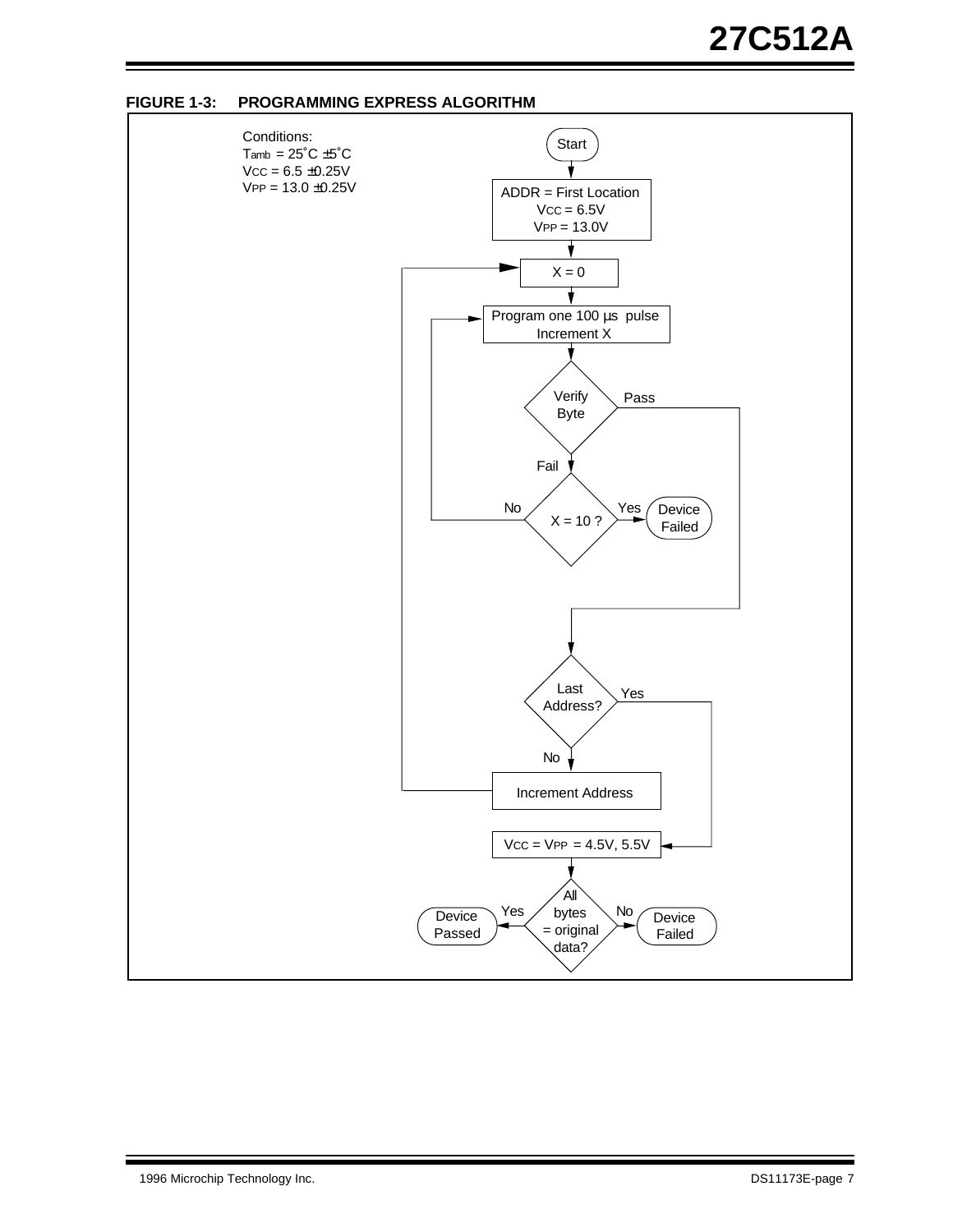**FIGURE 1-3: PROGRAMMING EXPRESS ALGORITHM**

Conditions:
$T_{amb}$ = 25˚C ±5˚C
$V_{CC}$ = 6.5 ±0.25V
$V_{PP}$ = 13.0 ±0.25V

Start

ADDR = First Location
$V_{CC}$ = 6.5V
$V_{PP}$ = 13.0V

X = 0

Program one 100 µs pulse
Increment X

Verify Byte — Pass / Fail

X = 10 ? — No / Yes → Device Failed

Last Address? — Yes / No

Increment Address

$V_{CC}$ = $V_{PP}$ = 4.5V, 5.5V

All bytes = original data? — Yes → Device Passed; No → Device Failed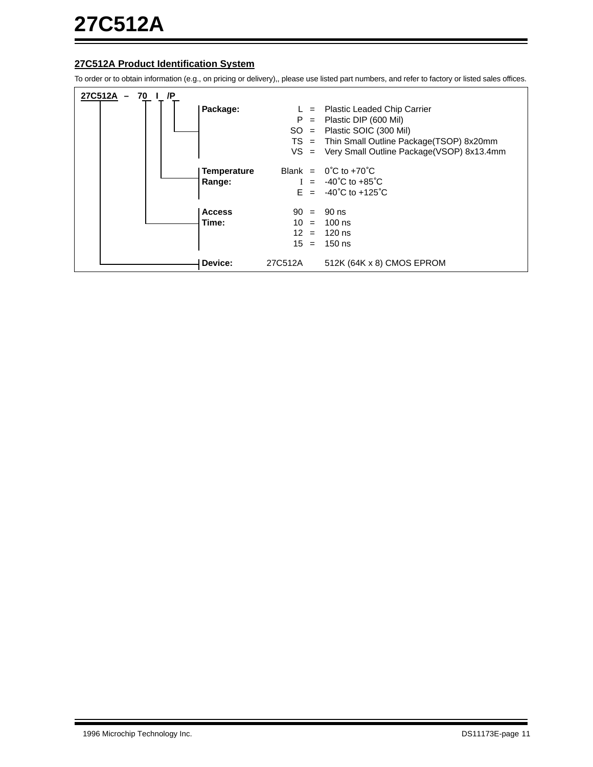## 27C512A Product Identification System

To order or to obtain information (e.g., on pricing or delivery),, please use listed part numbers, and refer to factory or listed sales offices.

**27C512A – 70 I /P**

| | | | |
|---|---|---|---|
| **Package:** | L | = | Plastic Leaded Chip Carrier |
| | P | = | Plastic DIP (600 Mil) |
| | SO | = | Plastic SOIC (300 Mil) |
| | TS | = | Thin Small Outline Package(TSOP) 8x20mm |
| | VS | = | Very Small Outline Package(VSOP) 8x13.4mm |
| **Temperature Range:** | Blank | = | 0˚C to +70˚C |
| | I | = | -40˚C to +85˚C |
| | E | = | -40˚C to +125˚C |
| **Access Time:** | 90 | = | 90 ns |
| | 10 | = | 100 ns |
| | 12 | = | 120 ns |
| | 15 | = | 150 ns |
| **Device:** | 27C512A | | 512K (64K x 8) CMOS EPROM |